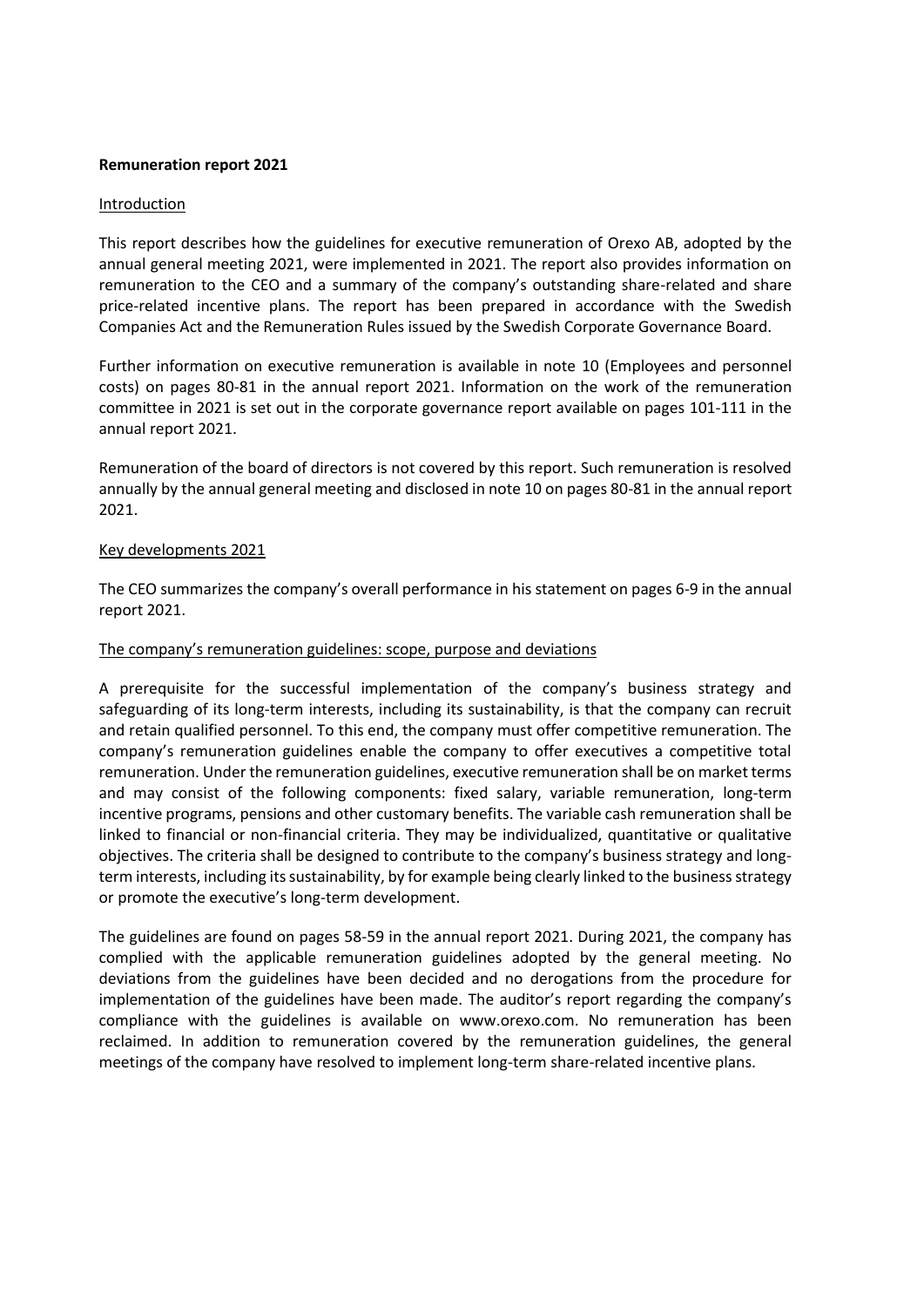# Remuneration report 2021

## Introduction

This report describes how the guidelines for executive remuneration of Orexo AB, adopted by the annual general meeting 2021, were implemented in 2021. The report also provides information on remuneration to the CEO and a summary of the company's outstanding share-related and share price-related incentive plans. The report has been prepared in accordance with the Swedish Companies Act and the Remuneration Rules issued by the Swedish Corporate Governance Board.

Further information on executive remuneration is available in note 10 (Employees and personnel costs) on pages 80-81 in the annual report 2021. Information on the work of the remuneration committee in 2021 is set out in the corporate governance report available on pages 101-111 in the annual report 2021.

Remuneration of the board of directors is not covered by this report. Such remuneration is resolved annually by the annual general meeting and disclosed in note 10 on pages 80-81 in the annual report 2021.

## Key developments 2021

The CEO summarizes the company's overall performance in his statement on pages 6-9 in the annual report 2021.

## The company's remuneration guidelines: scope, purpose and deviations

A prerequisite for the successful implementation of the company's business strategy and safeguarding of its long-term interests, including its sustainability, is that the company can recruit and retain qualified personnel. To this end, the company must offer competitive remuneration. The company's remuneration guidelines enable the company to offer executives a competitive total remuneration. Under the remuneration guidelines, executive remuneration shall be on market terms and may consist of the following components: fixed salary, variable remuneration, long-term incentive programs, pensions and other customary benefits. The variable cash remuneration shall be linked to financial or non-financial criteria. They may be individualized, quantitative or qualitative objectives. The criteria shall be designed to contribute to the company's business strategy and long-term interests, including its sustainability, by for example being clearly linked to the business strategy or promote the executive's long-term development.

The guidelines are found on pages 58-59 in the annual report 2021. During 2021, the company has complied with the applicable remuneration guidelines adopted by the general meeting. No deviations from the guidelines have been decided and no derogations from the procedure for implementation of the guidelines have been made. The auditor's report regarding the company's compliance with the guidelines is available on www.orexo.com. No remuneration has been reclaimed. In addition to remuneration covered by the remuneration guidelines, the general meetings of the company have resolved to implement long-term share-related incentive plans.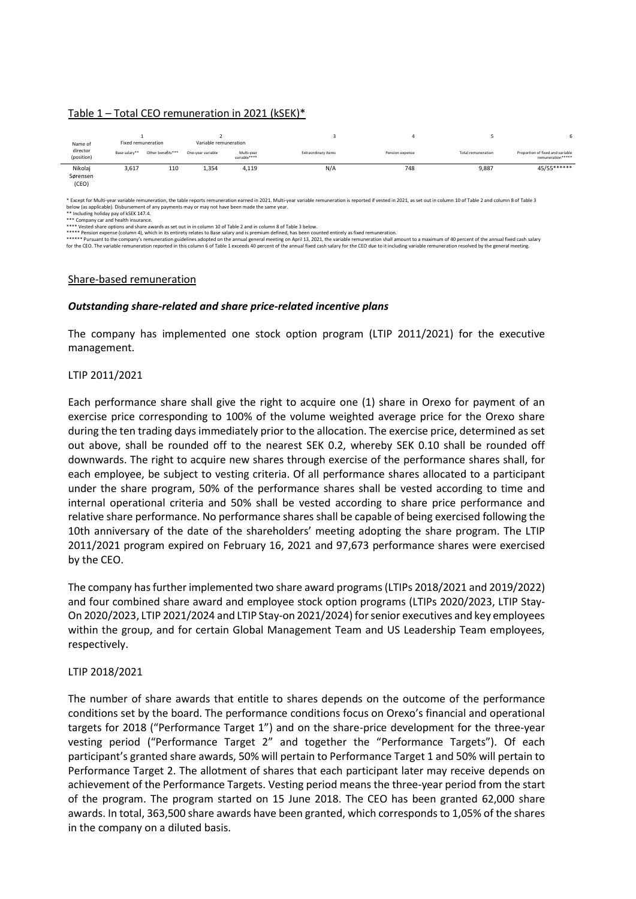## Table 1 – Total CEO remuneration in 2021 (kSEK)*

| Name of director (position) | 1 Fixed remuneration | | 2 Variable remuneration | | 3 | 4 | 5 | 6 |
|---|---|---|---|---|---|---|---|---|
| | Base salary** | Other benefits*** | One-year variable | Multi-year variable**** | Extraordinary items | Pension expense | Total remuneration | Proportion of fixed and variable remuneration***** |
| Nikolaj Sørensen (CEO) | 3,617 | 110 | 1,354 | 4,119 | N/A | 748 | 9,887 | 45/55****** |

* Except for Multi-year variable remuneration, the table reports remuneration earned in 2021. Multi-year variable remuneration is reported if vested in 2021, as set out in column 10 of Table 2 and column 8 of Table 3 below (as applicable). Disbursement of any payments may or may not have been made the same year.
** Including holiday pay of kSEK 147.4.
*** Company car and health insurance.
**** Vested share options and share awards as set out in in column 10 of Table 2 and in column 8 of Table 3 below.
***** Pension expense (column 4), which in its entirety relates to Base salary and is premium defined, has been counted entirely as fixed remuneration.
****** Pursuant to the company's remuneration guidelines adopted on the annual general meeting on April 13, 2021, the variable remuneration shall amount to a maximum of 40 percent of the annual fixed cash salary for the CEO. The variable remuneration reported in this column 6 of Table 1 exceeds 40 percent of the annual fixed cash salary for the CEO due to it including variable remuneration resolved by the general meeting.

## Share-based remuneration

### *Outstanding share-related and share price-related incentive plans*

The company has implemented one stock option program (LTIP 2011/2021) for the executive management.

#### LTIP 2011/2021

Each performance share shall give the right to acquire one (1) share in Orexo for payment of an exercise price corresponding to 100% of the volume weighted average price for the Orexo share during the ten trading days immediately prior to the allocation. The exercise price, determined as set out above, shall be rounded off to the nearest SEK 0.2, whereby SEK 0.10 shall be rounded off downwards. The right to acquire new shares through exercise of the performance shares shall, for each employee, be subject to vesting criteria. Of all performance shares allocated to a participant under the share program, 50% of the performance shares shall be vested according to time and internal operational criteria and 50% shall be vested according to share price performance and relative share performance. No performance shares shall be capable of being exercised following the 10th anniversary of the date of the shareholders' meeting adopting the share program. The LTIP 2011/2021 program expired on February 16, 2021 and 97,673 performance shares were exercised by the CEO.

The company has further implemented two share award programs (LTIPs 2018/2021 and 2019/2022) and four combined share award and employee stock option programs (LTIPs 2020/2023, LTIP Stay-On 2020/2023, LTIP 2021/2024 and LTIP Stay-on 2021/2024) for senior executives and key employees within the group, and for certain Global Management Team and US Leadership Team employees, respectively.

#### LTIP 2018/2021

The number of share awards that entitle to shares depends on the outcome of the performance conditions set by the board. The performance conditions focus on Orexo's financial and operational targets for 2018 ("Performance Target 1") and on the share-price development for the three-year vesting period ("Performance Target 2" and together the "Performance Targets"). Of each participant's granted share awards, 50% will pertain to Performance Target 1 and 50% will pertain to Performance Target 2. The allotment of shares that each participant later may receive depends on achievement of the Performance Targets. Vesting period means the three-year period from the start of the program. The program started on 15 June 2018. The CEO has been granted 62,000 share awards. In total, 363,500 share awards have been granted, which corresponds to 1,05% of the shares in the company on a diluted basis.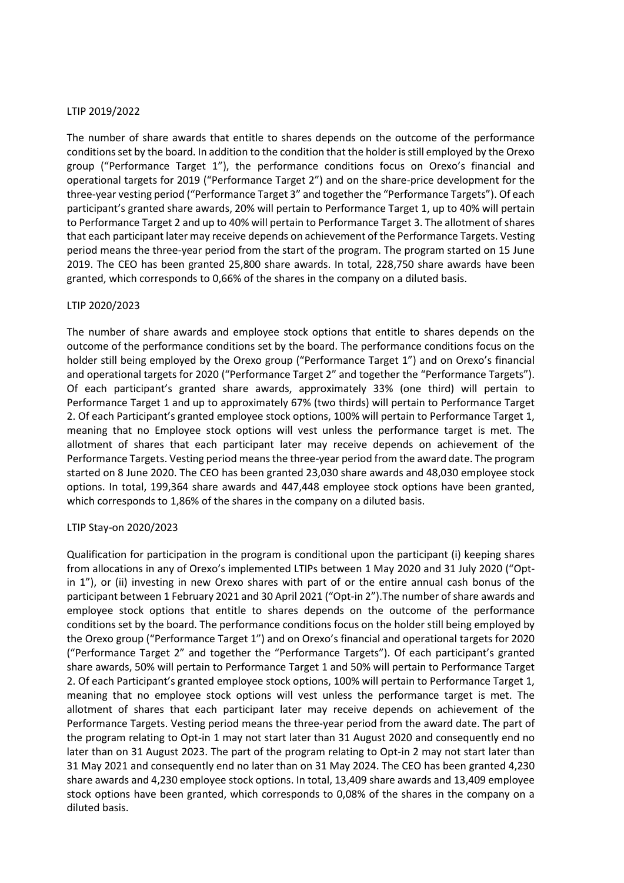LTIP 2019/2022

The number of share awards that entitle to shares depends on the outcome of the performance conditions set by the board. In addition to the condition that the holder is still employed by the Orexo group ("Performance Target 1"), the performance conditions focus on Orexo's financial and operational targets for 2019 ("Performance Target 2") and on the share-price development for the three-year vesting period ("Performance Target 3" and together the "Performance Targets"). Of each participant's granted share awards, 20% will pertain to Performance Target 1, up to 40% will pertain to Performance Target 2 and up to 40% will pertain to Performance Target 3. The allotment of shares that each participant later may receive depends on achievement of the Performance Targets. Vesting period means the three-year period from the start of the program. The program started on 15 June 2019. The CEO has been granted 25,800 share awards. In total, 228,750 share awards have been granted, which corresponds to 0,66% of the shares in the company on a diluted basis.

LTIP 2020/2023

The number of share awards and employee stock options that entitle to shares depends on the outcome of the performance conditions set by the board. The performance conditions focus on the holder still being employed by the Orexo group ("Performance Target 1") and on Orexo's financial and operational targets for 2020 ("Performance Target 2" and together the "Performance Targets"). Of each participant's granted share awards, approximately 33% (one third) will pertain to Performance Target 1 and up to approximately 67% (two thirds) will pertain to Performance Target 2. Of each Participant's granted employee stock options, 100% will pertain to Performance Target 1, meaning that no Employee stock options will vest unless the performance target is met. The allotment of shares that each participant later may receive depends on achievement of the Performance Targets. Vesting period means the three-year period from the award date. The program started on 8 June 2020. The CEO has been granted 23,030 share awards and 48,030 employee stock options. In total, 199,364 share awards and 447,448 employee stock options have been granted, which corresponds to 1,86% of the shares in the company on a diluted basis.

LTIP Stay-on 2020/2023

Qualification for participation in the program is conditional upon the participant (i) keeping shares from allocations in any of Orexo's implemented LTIPs between 1 May 2020 and 31 July 2020 ("Opt-in 1"), or (ii) investing in new Orexo shares with part of or the entire annual cash bonus of the participant between 1 February 2021 and 30 April 2021 ("Opt-in 2").The number of share awards and employee stock options that entitle to shares depends on the outcome of the performance conditions set by the board. The performance conditions focus on the holder still being employed by the Orexo group ("Performance Target 1") and on Orexo's financial and operational targets for 2020 ("Performance Target 2" and together the "Performance Targets"). Of each participant's granted share awards, 50% will pertain to Performance Target 1 and 50% will pertain to Performance Target 2. Of each Participant's granted employee stock options, 100% will pertain to Performance Target 1, meaning that no employee stock options will vest unless the performance target is met. The allotment of shares that each participant later may receive depends on achievement of the Performance Targets. Vesting period means the three-year period from the award date. The part of the program relating to Opt-in 1 may not start later than 31 August 2020 and consequently end no later than on 31 August 2023. The part of the program relating to Opt-in 2 may not start later than 31 May 2021 and consequently end no later than on 31 May 2024. The CEO has been granted 4,230 share awards and 4,230 employee stock options. In total, 13,409 share awards and 13,409 employee stock options have been granted, which corresponds to 0,08% of the shares in the company on a diluted basis.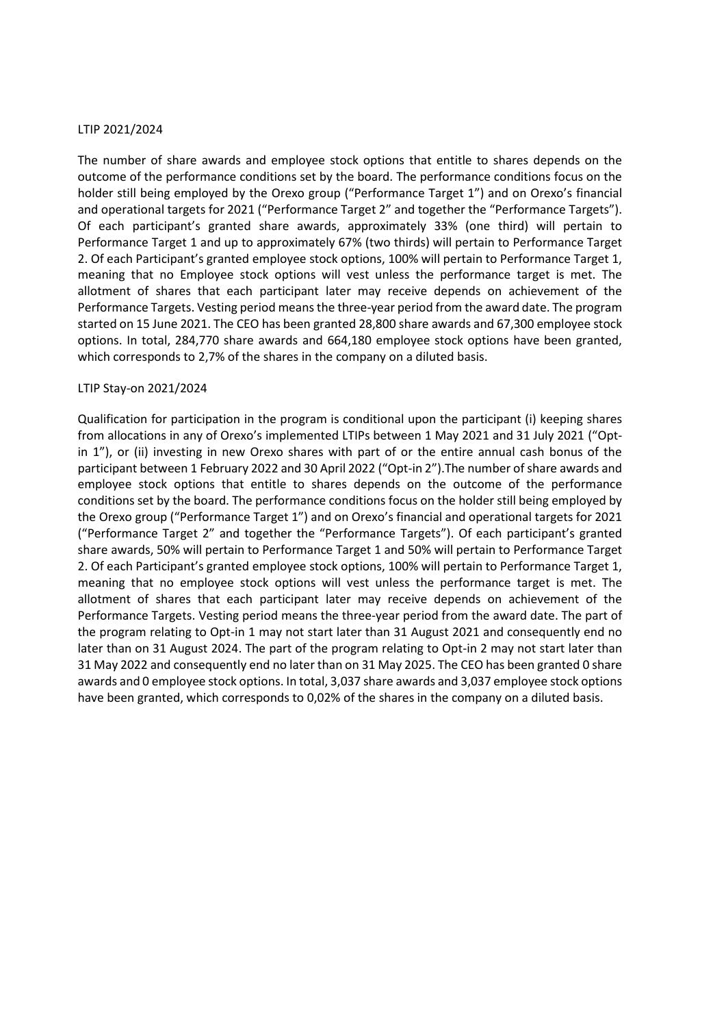LTIP 2021/2024

The number of share awards and employee stock options that entitle to shares depends on the outcome of the performance conditions set by the board. The performance conditions focus on the holder still being employed by the Orexo group ("Performance Target 1") and on Orexo's financial and operational targets for 2021 ("Performance Target 2" and together the "Performance Targets"). Of each participant's granted share awards, approximately 33% (one third) will pertain to Performance Target 1 and up to approximately 67% (two thirds) will pertain to Performance Target 2. Of each Participant's granted employee stock options, 100% will pertain to Performance Target 1, meaning that no Employee stock options will vest unless the performance target is met. The allotment of shares that each participant later may receive depends on achievement of the Performance Targets. Vesting period means the three-year period from the award date. The program started on 15 June 2021. The CEO has been granted 28,800 share awards and 67,300 employee stock options. In total, 284,770 share awards and 664,180 employee stock options have been granted, which corresponds to 2,7% of the shares in the company on a diluted basis.

LTIP Stay-on 2021/2024

Qualification for participation in the program is conditional upon the participant (i) keeping shares from allocations in any of Orexo's implemented LTIPs between 1 May 2021 and 31 July 2021 ("Opt-in 1"), or (ii) investing in new Orexo shares with part of or the entire annual cash bonus of the participant between 1 February 2022 and 30 April 2022 ("Opt-in 2").The number of share awards and employee stock options that entitle to shares depends on the outcome of the performance conditions set by the board. The performance conditions focus on the holder still being employed by the Orexo group ("Performance Target 1") and on Orexo's financial and operational targets for 2021 ("Performance Target 2" and together the "Performance Targets"). Of each participant's granted share awards, 50% will pertain to Performance Target 1 and 50% will pertain to Performance Target 2. Of each Participant's granted employee stock options, 100% will pertain to Performance Target 1, meaning that no employee stock options will vest unless the performance target is met. The allotment of shares that each participant later may receive depends on achievement of the Performance Targets. Vesting period means the three-year period from the award date. The part of the program relating to Opt-in 1 may not start later than 31 August 2021 and consequently end no later than on 31 August 2024. The part of the program relating to Opt-in 2 may not start later than 31 May 2022 and consequently end no later than on 31 May 2025. The CEO has been granted 0 share awards and 0 employee stock options. In total, 3,037 share awards and 3,037 employee stock options have been granted, which corresponds to 0,02% of the shares in the company on a diluted basis.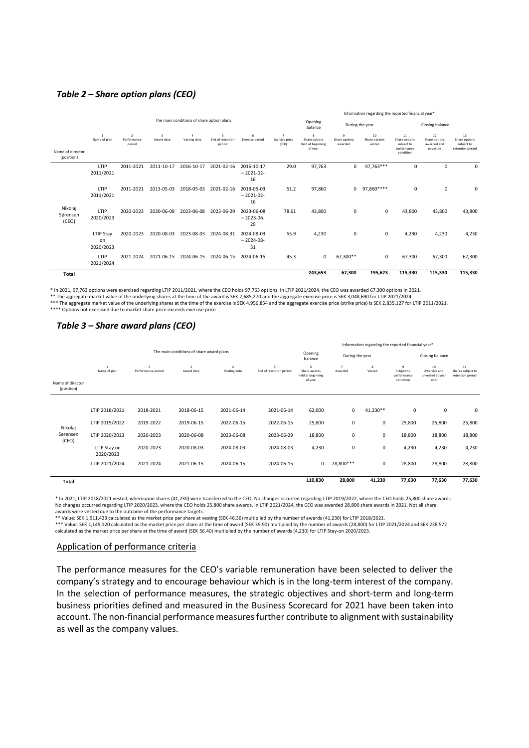### *Table 2 – Share option plans (CEO)*

| Name of director (position) | The main conditions of share option plans | | | | | | | Information regarding the reported financial year* | | | | | |
|---|---|---|---|---|---|---|---|---|---|---|---|---|---|
| | | | | | | | | Opening balance | During the year | | Closing balance | | |
| | 1 Name of plan | 2 Performance period | 3 Award date | 4 Vesting date | 5 End of retention period | 6 Exercise period | 7 Exercise price (SEK) | 8 Share options held at beginning of year | 9 Share options awarded | 10 Share options vested | 11 Share options subject to performance condition | 12 Share options awarded and unvested | 13 Share options subject to retention period |
| Nikolaj Sørensen (CEO) | LTIP 2011/2021 | 2011-2021 | 2011-10-17 | 2016-10-17 | 2021-02-16 | 2016-10-17 – 2021-02-16 | 29.0 | 97,763 | 0 | 97,763*** | 0 | 0 | 0 |
| | LTIP 2011/2021 | 2011-2021 | 2013-05-03 | 2018-05-03 | 2021-02-16 | 2018-05-03 – 2021-02-16 | 51.2 | 97,860 | 0 | 97,860**** | 0 | 0 | 0 |
| | LTIP 2020/2023 | 2020-2023 | 2020-06-08 | 2023-06-08 | 2023-06-29 | 2023-06-08 – 2023-06-29 | 78.61 | 43,800 | 0 | 0 | 43,800 | 43,800 | 43,800 |
| | LTIP Stay on 2020/2023 | 2020-2023 | 2020-08-03 | 2023-08-03 | 2024-08-31 | 2024-08-03 – 2024-08-31 | 55.9 | 4,230 | 0 | 0 | 4,230 | 4,230 | 4,230 |
| | LTIP 2021/2024 | 2021-2024 | 2021-06-15 | 2024-06-15 | 2024-06-15 | 2024-06-15 | 45.3 | 0 | 67,300** | 0 | 67,300 | 67,300 | 67,300 |
| **Total** | | | | | | | | **243,653** | **67,300** | **195,623** | **115,330** | **115,330** | **115,330** |

\* In 2021, 97,763 options were exercised regarding LTIP 2011/2021, where the CEO holds 97,763 options. In LTIP 2021/2024, the CEO was awarded 67,300 options in 2021.
\** The aggregate market value of the underlying shares at the time of the award is SEK 2,685,270 and the aggregate exercise price is SEK 3,048,690 for LTIP 2021/2024.
\*** The aggregate market value of the underlying shares at the time of the exercise is SEK 4,956,854 and the aggregate exercise price (strike price) is SEK 2,835,127 for LTIP 2011/2021.
\**** Options not exercised due to market share price exceeds exercise price

### *Table 3 – Share award plans (CEO)*

| Name of director (position) | The main conditions of share award plans | | | | | Information regarding the reported financial year* | | | | | |
|---|---|---|---|---|---|---|---|---|---|---|---|
| | | | | | | Opening balance | During the year | | Closing balance | | |
| | 1 Name of plan | 2 Performance period | 3 Award date | 4 Vesting date | 5 End of retention period | 6 Share awards held at beginning of year | 7 Awarded | 8 Vested | 9 Subject to performance condition | 10 Awarded and unvested at year end | 11 Shares subject to retention period |
| Nikolaj Sørensen (CEO) | LTIP 2018/2021 | 2018-2021 | 2018-06-15 | 2021-06-14 | 2021-06-14 | 62,000 | 0 | 41,230** | 0 | 0 | 0 |
| | LTIP 2019/2022 | 2019-2022 | 2019-06-15 | 2022-06-15 | 2022-06-15 | 25,800 | 0 | 0 | 25,800 | 25,800 | 25,800 |
| | LTIP 2020/2023 | 2020-2023 | 2020-06-08 | 2023-06-08 | 2023-06-29 | 18,800 | 0 | 0 | 18,800 | 18,800 | 18,800 |
| | LTIP Stay on 2020/2023 | 2020-2023 | 2020-08-03 | 2024-08-03 | 2024-08-03 | 4,230 | 0 | 0 | 4,230 | 4,230 | 4,230 |
| | LTIP 2021/2024 | 2021-2024 | 2021-06-15 | 2024-06-15 | 2024-06-15 | 0 | 28,800*** | 0 | 28,800 | 28,800 | 28,800 |
| **Total** | | | | | | **110,830** | **28,800** | **41,230** | **77,630** | **77,630** | **77,630** |

\* In 2021, LTIP 2018/2021 vested, whereupon shares (41,230) were transferred to the CEO. No changes occurred regarding LTIP 2019/2022, where the CEO holds 25,800 share awards. No changes occurred regarding LTIP 2020/2023, where the CEO holds 25,800 share awards. In LTIP 2021/2024, the CEO was awarded 28,800 share awards in 2021. Not all share awards were vested due to the outcome of the performance targets.
\** Value: SEK 1,911,423 calculated as the market price per share at vesting (SEK 46.36) multiplied by the number of awards (41,230) for LTIP 2018/2021.
\*** Value: SEK 1,149,120 calculated as the market price per share at the time of award (SEK 39.90) multiplied by the number of awards (28,800) for LTIP 2021/2024 and SEK 238,572 calculated as the market price per share at the time of award (SEK 56.40) multiplied by the number of awards (4,230) for LTIP Stay-on 2020/2023.

## Application of performance criteria

The performance measures for the CEO's variable remuneration have been selected to deliver the company's strategy and to encourage behaviour which is in the long-term interest of the company. In the selection of performance measures, the strategic objectives and short-term and long-term business priorities defined and measured in the Business Scorecard for 2021 have been taken into account. The non-financial performance measures further contribute to alignment with sustainability as well as the company values.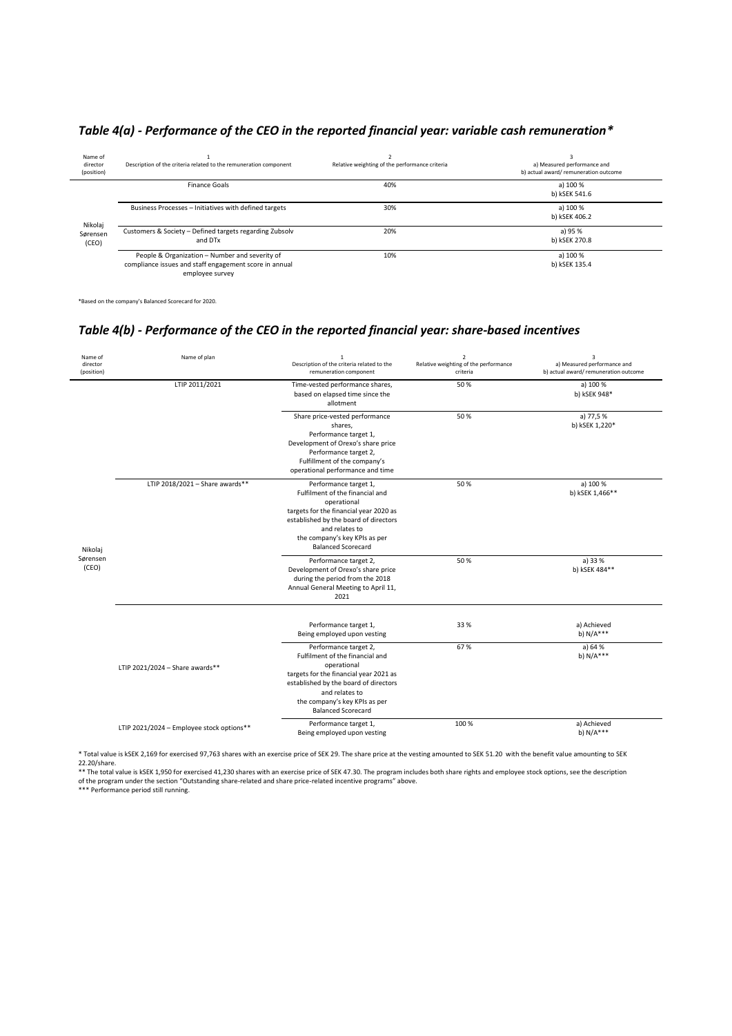## *Table 4(a) - Performance of the CEO in the reported financial year: variable cash remuneration**

| Name of director (position) | 1<br>Description of the criteria related to the remuneration component | 2<br>Relative weighting of the performance criteria | 3<br>a) Measured performance and<br>b) actual award/ remuneration outcome |
|---|---|---|---|
| Nikolaj Sørensen (CEO) | Finance Goals | 40% | a) 100 %<br>b) kSEK 541.6 |
| | Business Processes – Initiatives with defined targets | 30% | a) 100 %<br>b) kSEK 406.2 |
| | Customers & Society – Defined targets regarding Zubsolv and DTx | 20% | a) 95 %<br>b) kSEK 270.8 |
| | People & Organization – Number and severity of compliance issues and staff engagement score in annual employee survey | 10% | a) 100 %<br>b) kSEK 135.4 |

*Based on the company's Balanced Scorecard for 2020.

## *Table 4(b) - Performance of the CEO in the reported financial year: share-based incentives*

| Name of director (position) | Name of plan | 1<br>Description of the criteria related to the remuneration component | 2<br>Relative weighting of the performance criteria | 3<br>a) Measured performance and<br>b) actual award/ remuneration outcome |
|---|---|---|---|---|
| Nikolaj Sørensen (CEO) | LTIP 2011/2021 | Time-vested performance shares, based on elapsed time since the allotment | 50 % | a) 100 %<br>b) kSEK 948* |
| | | Share price-vested performance shares,<br>Performance target 1,<br>Development of Orexo's share price<br>Performance target 2,<br>Fulfillment of the company's operational performance and time | 50 % | a) 77,5 %<br>b) kSEK 1,220* |
| | LTIP 2018/2021 – Share awards** | Performance target 1,<br>Fulfilment of the financial and operational targets for the financial year 2020 as established by the board of directors and relates to the company's key KPIs as per Balanced Scorecard | 50 % | a) 100 %<br>b) kSEK 1,466** |
| | | Performance target 2,<br>Development of Orexo's share price during the period from the 2018 Annual General Meeting to April 11, 2021 | 50 % | a) 33 %<br>b) kSEK 484** |
| | LTIP 2021/2024 – Share awards** | Performance target 1,<br>Being employed upon vesting | 33 % | a) Achieved<br>b) N/A*** |
| | | Performance target 2,<br>Fulfilment of the financial and operational targets for the financial year 2021 as established by the board of directors and relates to the company's key KPIs as per Balanced Scorecard | 67 % | a) 64 %<br>b) N/A*** |
| | LTIP 2021/2024 – Employee stock options** | Performance target 1,<br>Being employed upon vesting | 100 % | a) Achieved<br>b) N/A*** |

* Total value is kSEK 2,169 for exercised 97,763 shares with an exercise price of SEK 29. The share price at the vesting amounted to SEK 51.20 with the benefit value amounting to SEK 22.20/share.

** The total value is kSEK 1,950 for exercised 41,230 shares with an exercise price of SEK 47.30. The program includes both share rights and employee stock options, see the description of the program under the section "Outstanding share-related and share price-related incentive programs" above.

*** Performance period still running.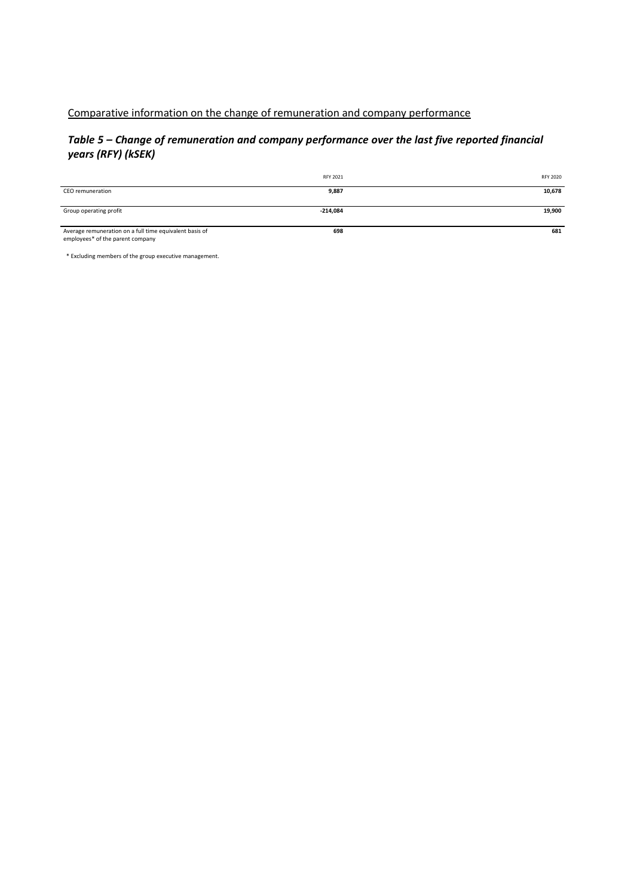Comparative information on the change of remuneration and company performance

### *Table 5 – Change of remuneration and company performance over the last five reported financial years (RFY) (kSEK)*

| | RFY 2021 | RFY 2020 |
|---|---|---|
| CEO remuneration | **9,887** | **10,678** |
| Group operating profit | **-214,084** | **19,900** |
| Average remuneration on a full time equivalent basis of employees* of the parent company | **698** | **681** |

\* Excluding members of the group executive management.